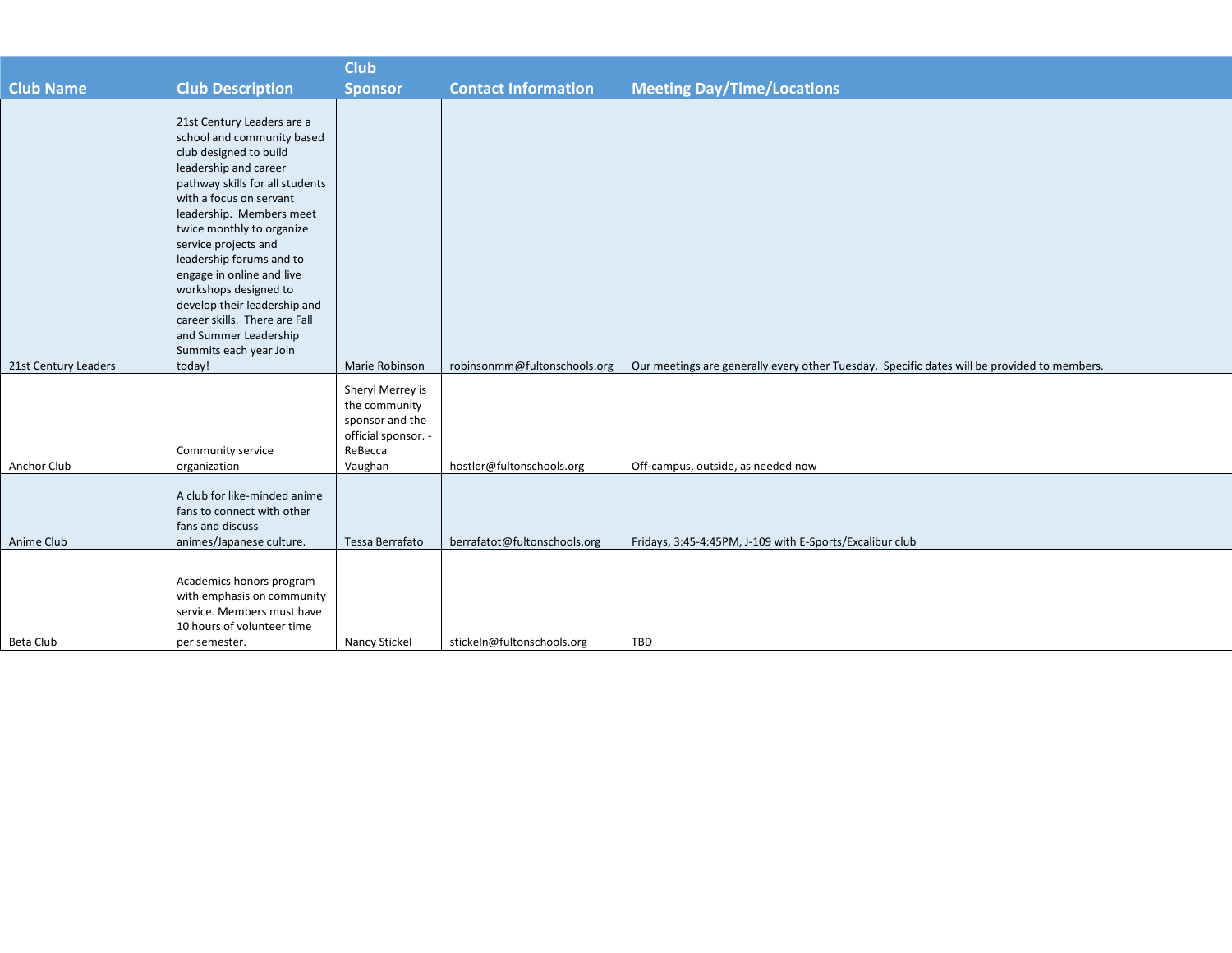| Club Name | Club Description | Club Sponsor | Contact Information | Meeting Day/Time/Locations |
| --- | --- | --- | --- | --- |
| 21st Century Leaders | 21st Century Leaders are a school and community based club designed to build leadership and career pathway skills for all students with a focus on servant leadership. Members meet twice monthly to organize service projects and leadership forums and to engage in online and live workshops designed to develop their leadership and career skills. There are Fall and Summer Leadership Summits each year Join today! | Marie Robinson | robinsonmm@fultonschools.org | Our meetings are generally every other Tuesday. Specific dates will be provided to members. |
| Anchor Club | Community service organization | Sheryl Merrey is the community sponsor and the official sponsor. - ReBecca Vaughan | hostler@fultonschools.org | Off-campus, outside, as needed now |
| Anime Club | A club for like-minded anime fans to connect with other fans and discuss animes/Japanese culture. | Tessa Berrafato | berrafatot@fultonschools.org | Fridays, 3:45-4:45PM, J-109 with E-Sports/Excalibur club |
| Beta Club | Academics honors program with emphasis on community service. Members must have 10 hours of volunteer time per semester. | Nancy Stickel | stickeln@fultonschools.org | TBD |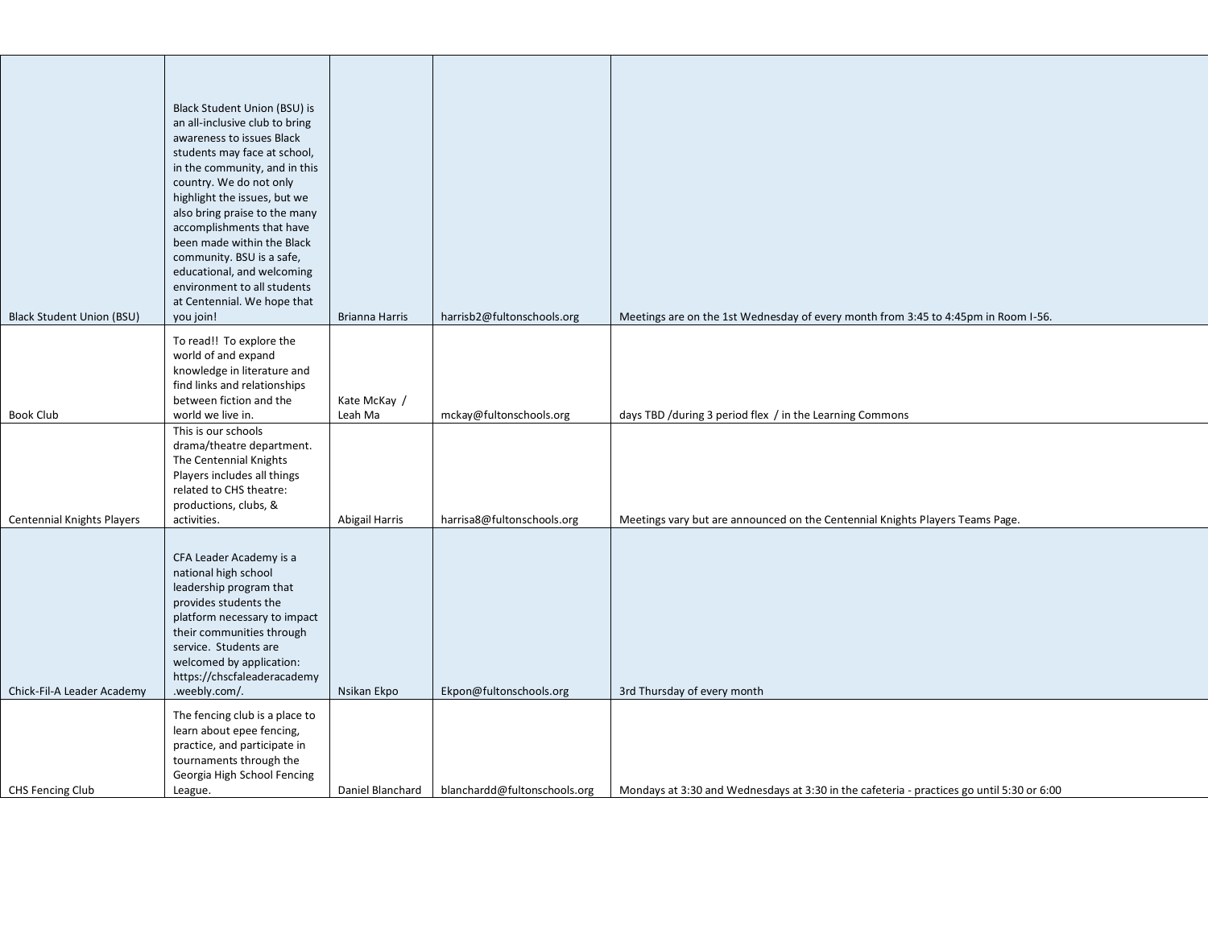| | | | | |
|---|---|---|---|---|
| Black Student Union (BSU) | Black Student Union (BSU) is an all-inclusive club to bring awareness to issues Black students may face at school, in the community, and in this country. We do not only highlight the issues, but we also bring praise to the many accomplishments that have been made within the Black community. BSU is a safe, educational, and welcoming environment to all students at Centennial. We hope that you join! | Brianna Harris | harrisb2@fultonschools.org | Meetings are on the 1st Wednesday of every month from 3:45 to 4:45pm in Room I-56. |
| Book Club | To read!! To explore the world of and expand knowledge in literature and find links and relationships between fiction and the world we live in. | Kate McKay / Leah Ma | mckay@fultonschools.org | days TBD /during 3 period flex / in the Learning Commons |
| Centennial Knights Players | This is our schools drama/theatre department. The Centennial Knights Players includes all things related to CHS theatre: productions, clubs, & activities. | Abigail Harris | harrisa8@fultonschools.org | Meetings vary but are announced on the Centennial Knights Players Teams Page. |
| Chick-Fil-A Leader Academy | CFA Leader Academy is a national high school leadership program that provides students the platform necessary to impact their communities through service. Students are welcomed by application: https://chscfaleaderacademy.weebly.com/. | Nsikan Ekpo | Ekpon@fultonschools.org | 3rd Thursday of every month |
| CHS Fencing Club | The fencing club is a place to learn about epee fencing, practice, and participate in tournaments through the Georgia High School Fencing League. | Daniel Blanchard | blanchardd@fultonschools.org | Mondays at 3:30 and Wednesdays at 3:30 in the cafeteria - practices go until 5:30 or 6:00 |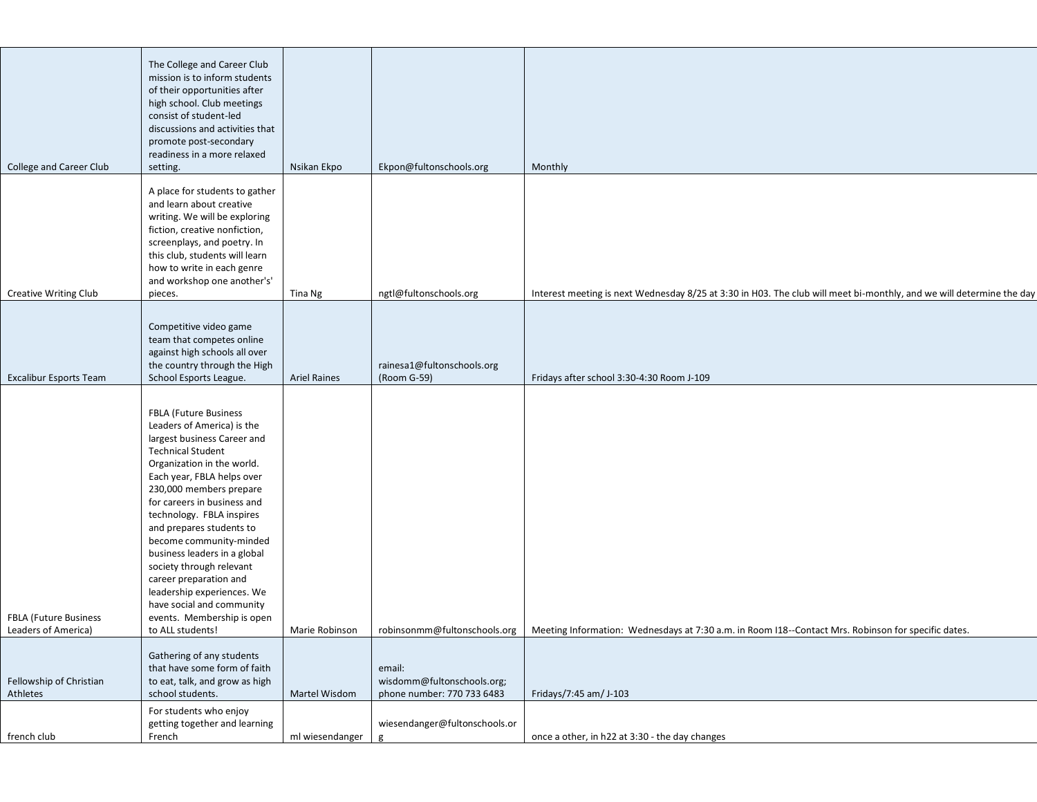| | | | | |
|---|---|---|---|---|
| College and Career Club | The College and Career Club mission is to inform students of their opportunities after high school. Club meetings consist of student-led discussions and activities that promote post-secondary readiness in a more relaxed setting. | Nsikan Ekpo | Ekpon@fultonschools.org | Monthly |
| Creative Writing Club | A place for students to gather and learn about creative writing. We will be exploring fiction, creative nonfiction, screenplays, and poetry. In this club, students will learn how to write in each genre and workshop one anotherer's' pieces. | Tina Ng | ngtl@fultonschools.org | Interest meeting is next Wednesday 8/25 at 3:30 in H03. The club will meet bi-monthly, and we will determine the day |
| Excalibur Esports Team | Competitive video game team that competes online against high schools all over the country through the High School Esports League. | Ariel Raines | rainesa1@fultonschools.org (Room G-59) | Fridays after school 3:30-4:30 Room J-109 |
| FBLA (Future Business Leaders of America) | FBLA (Future Business Leaders of America) is the largest business Career and Technical Student Organization in the world. Each year, FBLA helps over 230,000 members prepare for careers in business and technology. FBLA inspires and prepares students to become community-minded business leaders in a global society through relevant career preparation and leadership experiences. We have social and community events. Membership is open to ALL students! | Marie Robinson | robinsonmm@fultonschools.org | Meeting Information: Wednesdays at 7:30 a.m. in Room I18--Contact Mrs. Robinson for specific dates. |
| Fellowship of Christian Athletes | Gathering of any students that have some form of faith to eat, talk, and grow as high school students. | Martel Wisdom | email: wisdomm@fultonschools.org; phone number: 770 733 6483 | Fridays/7:45 am/ J-103 |
| french club | For students who enjoy getting together and learning French | ml wiesendanger | wiesendanger@fultonschools.org | once a other, in h22 at 3:30 - the day changes |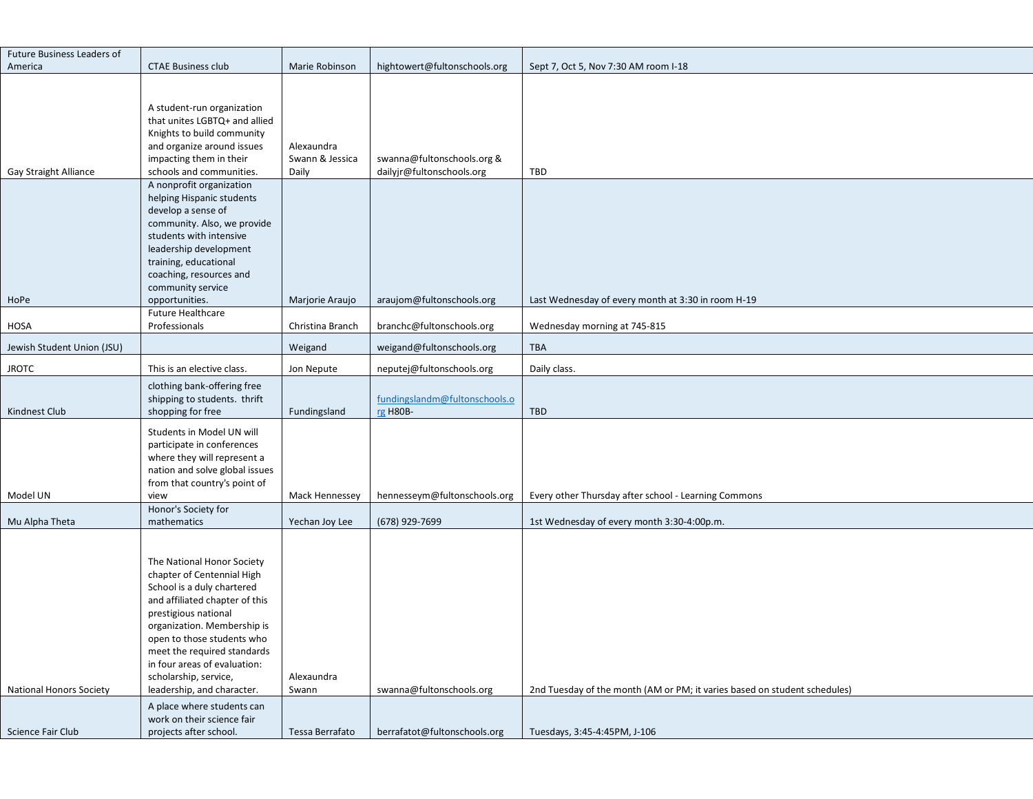| Future Business Leaders of America | CTAE Business club | Marie Robinson | hightowert@fultonschools.org | Sept 7, Oct 5, Nov 7:30 AM room I-18 |
|---|---|---|---|---|
| Gay Straight Alliance | A student-run organization that unites LGBTQ+ and allied Knights to build community and organize around issues impacting them in their schools and communities. | Alexaundra Swann & Jessica Daily | swanna@fultonschools.org & dailyjr@fultonschools.org | TBD |
| HoPe | A nonprofit organization helping Hispanic students develop a sense of community. Also, we provide students with intensive leadership development training, educational coaching, resources and community service opportunities. | Marjorie Araujo | araujom@fultonschools.org | Last Wednesday of every month at 3:30 in room H-19 |
| HOSA | Future Healthcare Professionals | Christina Branch | branchc@fultonschools.org | Wednesday morning at 745-815 |
| Jewish Student Union (JSU) | | Weigand | weigand@fultonschools.org | TBA |
| JROTC | This is an elective class. | Jon Nepute | neputej@fultonschools.org | Daily class. |
| Kindnest Club | clothing bank-offering free shipping to students. thrift shopping for free | Fundingsland | fundingslandm@fultonschools.org H80B- | TBD |
| Model UN | Students in Model UN will participate in conferences where they will represent a nation and solve global issues from that country's point of view | Mack Hennessey | hennesseym@fultonschools.org | Every other Thursday after school - Learning Commons |
| Mu Alpha Theta | Honor's Society for mathematics | Yechan Joy Lee | (678) 929-7699 | 1st Wednesday of every month 3:30-4:00p.m. |
| National Honors Society | The National Honor Society chapter of Centennial High School is a duly chartered and affiliated chapter of this prestigious national organization. Membership is open to those students who meet the required standards in four areas of evaluation: scholarship, service, leadership, and character. | Alexaundra Swann | swanna@fultonschools.org | 2nd Tuesday of the month (AM or PM; it varies based on student schedules) |
| Science Fair Club | A place where students can work on their science fair projects after school. | Tessa Berrafato | berrafatot@fultonschools.org | Tuesdays, 3:45-4:45PM, J-106 |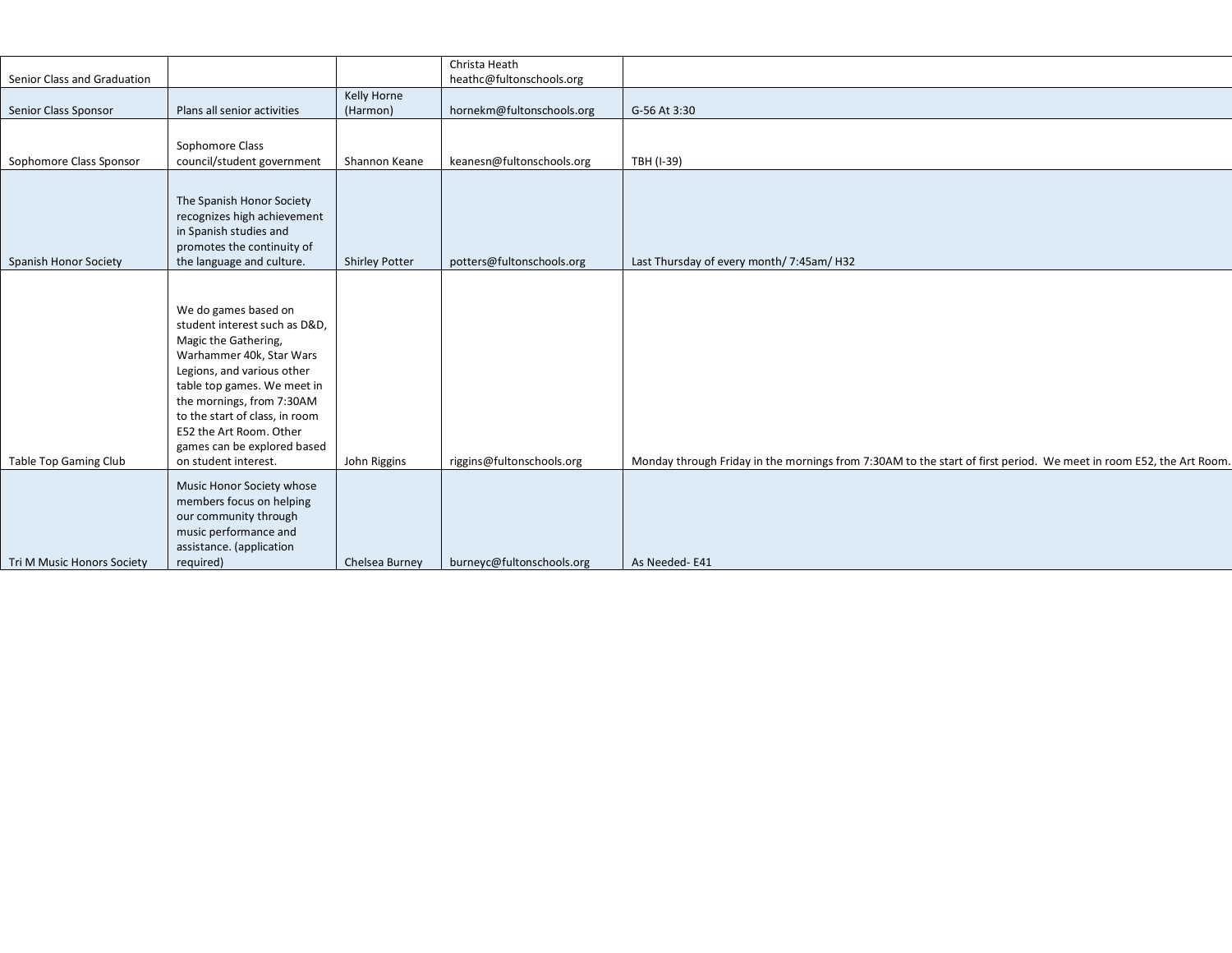| | | | | |
|---|---|---|---|---|
| Senior Class and Graduation | | | Christa Heath heathc@fultonschools.org | |
| Senior Class Sponsor | Plans all senior activities | Kelly Horne (Harmon) | hornekm@fultonschools.org | G-56 At 3:30 |
| Sophomore Class Sponsor | Sophomore Class council/student government | Shannon Keane | keanesn@fultonschools.org | TBH (I-39) |
| Spanish Honor Society | The Spanish Honor Society recognizes high achievement in Spanish studies and promotes the continuity of the language and culture. | Shirley Potter | potters@fultonschools.org | Last Thursday of every month/ 7:45am/ H32 |
| Table Top Gaming Club | We do games based on student interest such as D&D, Magic the Gathering, Warhammer 40k, Star Wars Legions, and various other table top games. We meet in the mornings, from 7:30AM to the start of class, in room E52 the Art Room. Other games can be explored based on student interest. | John Riggins | riggins@fultonschools.org | Monday through Friday in the mornings from 7:30AM to the start of first period. We meet in room E52, the Art Room. |
| Tri M Music Honors Society | Music Honor Society whose members focus on helping our community through music performance and assistance. (application required) | Chelsea Burney | burneyc@fultonschools.org | As Needed- E41 |